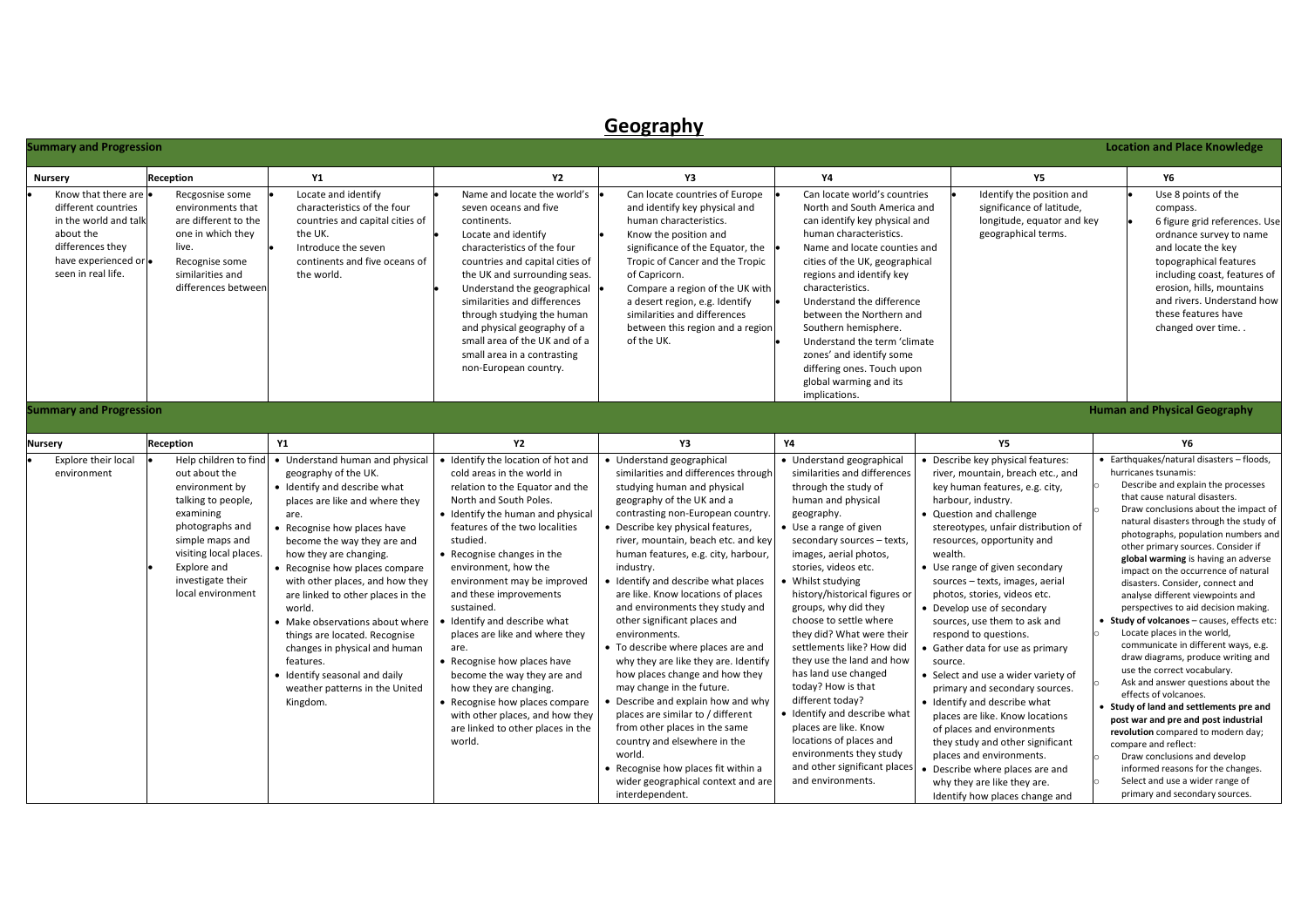# Geography

**Summary and Progression** — **Location and Place Knowledge**

| Nursery | Reception | Y1 | Y2 | Y3 | Y4 | Y5 | Y6 |
|---|---|---|---|---|---|---|---|
| • Know that there are different countries in the world and talk about the differences they have experienced or seen in real life. | • Recgosnise some environments that are different to the one in which they live.<br>• Recognise some similarities and differences between | • Locate and identify characteristics of the four countries and capital cities of the UK.<br>• Introduce the seven continents and five oceans of the world. | • Name and locate the world's seven oceans and five continents.<br>• Locate and identify characteristics of the four countries and capital cities of the UK and surrounding seas.<br>• Understand the geographical similarities and differences through studying the human and physical geography of a small area of the UK and of a small area in a contrasting non-European country. | • Can locate countries of Europe and identify key physical and human characteristics.<br>• Know the position and significance of the Equator, the Tropic of Cancer and the Tropic of Capricorn.<br>• Compare a region of the UK with a desert region, e.g. Identify similarities and differences between this region and a region of the UK. | • Can locate world's countries North and South America and can identify key physical and human characteristics.<br>• Name and locate counties and cities of the UK, geographical regions and identify key characteristics.<br>• Understand the difference between the Northern and Southern hemisphere.<br>• Understand the term 'climate zones' and identify some differing ones. Touch upon global warming and its implications. | • Identify the position and significance of latitude, longitude, equator and key geographical terms. | • Use 8 points of the compass.<br>• 6 figure grid references. Use ordnance survey to name and locate the key topographical features including coast, features of erosion, hills, mountains and rivers. Understand how these features have changed over time. . |

**Summary and Progression** — **Human and Physical Geography**

| Nursery | Reception | Y1 | Y2 | Y3 | Y4 | Y5 | Y6 |
|---|---|---|---|---|---|---|---|
| • Explore their local environment | • Help children to find out about the environment by talking to people, examining photographs and simple maps and visiting local places.<br>• Explore and investigate their local environment | • Understand human and physical geography of the UK.<br>• Identify and describe what places are like and where they are.<br>• Recognise how places have become the way they are and how they are changing.<br>• Recognise how places compare with other places, and how they are linked to other places in the world.<br>• Make observations about where things are located. Recognise changes in physical and human features.<br>• Identify seasonal and daily weather patterns in the United Kingdom. | • Identify the location of hot and cold areas in the world in relation to the Equator and the North and South Poles.<br>• Identify the human and physical features of the two localities studied.<br>• Recognise changes in the environment, how the environment may be improved and these improvements sustained.<br>• Identify and describe what places are like and where they are.<br>• Recognise how places have become the way they are and how they are changing.<br>• Recognise how places compare with other places, and how they are linked to other places in the world. | • Understand geographical similarities and differences through studying human and physical geography of the UK and a contrasting non-European country.<br>• Describe key physical features, river, mountain, beach etc. and key human features, e.g. city, harbour, industry.<br>• Identify and describe what places are like. Know locations of places and environments they study and other significant places and environments.<br>• To describe where places are and why they are like they are. Identify how places change and how they may change in the future.<br>• Describe and explain how and why places are similar to / different from other places in the same country and elsewhere in the world.<br>• Recognise how places fit within a wider geographical context and are interdependent. | • Understand geographical similarities and differences through the study of human and physical geography.<br>• Use a range of given secondary sources – texts, images, aerial photos, stories, videos etc.<br>• Whilst studying history/historical figures or groups, why did they choose to settle where they did? What were their settlements like? How did they use the land and how has land use changed today? How is that different today?<br>• Identify and describe what places are like. Know locations of places and environments they study and other significant places and environments. | • Describe key physical features: river, mountain, breach etc., and key human features, e.g. city, harbour, industry.<br>• Question and challenge stereotypes, unfair distribution of resources, opportunity and wealth.<br>• Use range of given secondary sources – texts, images, aerial photos, stories, videos etc.<br>• Develop use of secondary sources, use them to ask and respond to questions.<br>• Gather data for use as primary source.<br>• Select and use a wider variety of primary and secondary sources.<br>• Identify and describe what places are like. Know locations of places and environments they study and other significant places and environments.<br>• Describe where places are and why they are like they are. Identify how places change and | • Earthquakes/natural disasters – floods, hurricanes tsunamis:<br>○ Describe and explain the processes that cause natural disasters.<br>○ Draw conclusions about the impact of natural disasters through the study of photographs, population numbers and other primary sources. Consider if **global warming** is having an adverse impact on the occurrence of natural disasters. Consider, connect and analyse different viewpoints and perspectives to aid decision making.<br>• **Study of volcanoes** – causes, effects etc:<br>○ Locate places in the world, communicate in different ways, e.g. draw diagrams, produce writing and use the correct vocabulary.<br>○ Ask and answer questions about the effects of volcanoes.<br>• **Study of land and settlements pre and post war and pre and post industrial revolution** compared to modern day; compare and reflect:<br>○ Draw conclusions and develop informed reasons for the changes.<br>○ Select and use a wider range of primary and secondary sources. |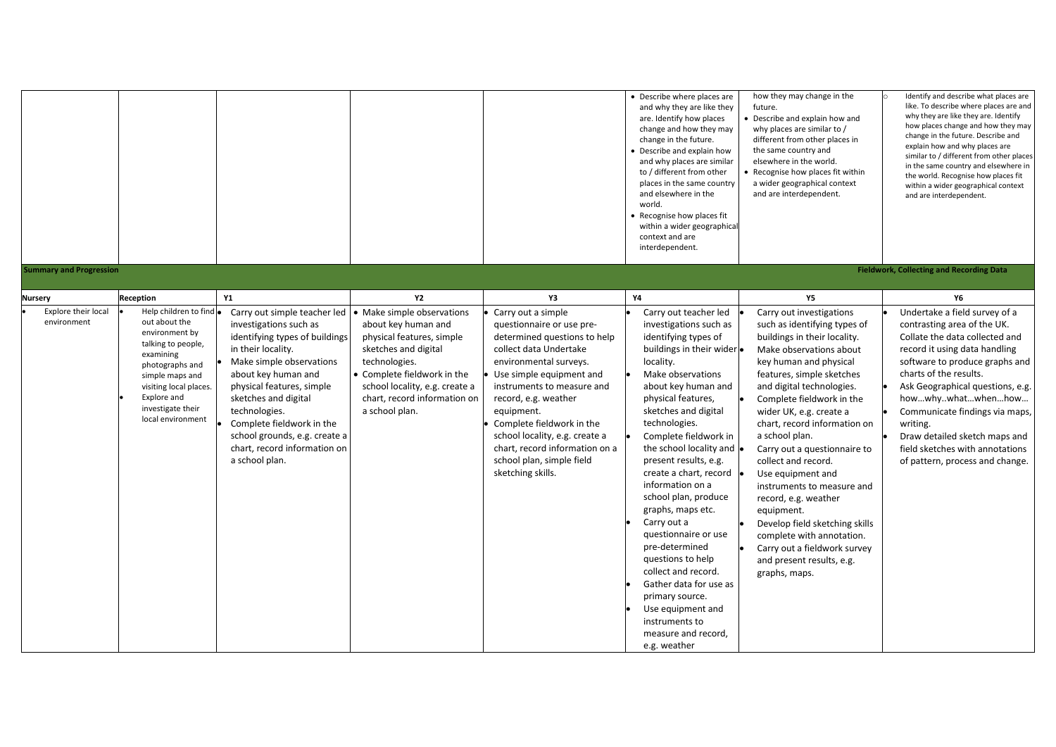| | | | | | | | |
|---|---|---|---|---|---|---|---|
| | | | | | • Describe where places are and why they are like they are. Identify how places change and how they may change in the future.<br>• Describe and explain how and why places are similar to / different from other places in the same country and elsewhere in the world.<br>• Recognise how places fit within a wider geographical context and are interdependent. | how they may change in the future.<br>• Describe and explain how and why places are similar to / different from other places in the same country and elsewhere in the world.<br>• Recognise how places fit within a wider geographical context and are interdependent. | ○ Identify and describe what places are like. To describe where places are and why they are like they are. Identify how places change and how they may change in the future. Describe and explain how and why places are similar to / different from other places in the same country and elsewhere in the world. Recognise how places fit within a wider geographical context and are interdependent. |

**Summary and Progression** — **Fieldwork, Collecting and Recording Data**

| Nursery | Reception | Y1 | Y2 | Y3 | Y4 | Y5 | Y6 |
|---|---|---|---|---|---|---|---|
| • Explore their local environment | • Help children to find out about the environment by talking to people, examining photographs and simple maps and visiting local places.<br>• Explore and investigate their local environment | • Carry out simple teacher led investigations such as identifying types of buildings in their locality.<br>• Make simple observations about key human and physical features, simple sketches and digital technologies.<br>• Complete fieldwork in the school grounds, e.g. create a chart, record information on a school plan. | • Make simple observations about key human and physical features, simple sketches and digital technologies.<br>• Complete fieldwork in the school locality, e.g. create a chart, record information on a school plan. | • Carry out a simple questionnaire or use pre-determined questions to help collect data Undertake environmental surveys.<br>• Use simple equipment and instruments to measure and record, e.g. weather equipment.<br>• Complete fieldwork in the school locality, e.g. create a chart, record information on a school plan, simple field sketching skills. | • Carry out teacher led investigations such as identifying types of buildings in their wider locality.<br>• Make observations about key human and physical features, sketches and digital technologies.<br>• Complete fieldwork in the school locality and present results, e.g. create a chart, record information on a school plan, produce graphs, maps etc.<br>• Carry out a questionnaire or use pre-determined questions to help collect and record.<br>• Gather data for use as primary source.<br>• Use equipment and instruments to measure and record, e.g. weather | • Carry out investigations such as identifying types of buildings in their locality.<br>• Make observations about key human and physical features, simple sketches and digital technologies.<br>• Complete fieldwork in the wider UK, e.g. create a chart, record information on a school plan.<br>• Carry out a questionnaire to collect and record.<br>• Use equipment and instruments to measure and record, e.g. weather equipment.<br>• Develop field sketching skills complete with annotation.<br>• Carry out a fieldwork survey and present results, e.g. graphs, maps. | • Undertake a field survey of a contrasting area of the UK. Collate the data collected and record it using data handling software to produce graphs and charts of the results.<br>• Ask Geographical questions, e.g. how…why..what…when…how…<br>• Communicate findings via maps, writing.<br>• Draw detailed sketch maps and field sketches with annotations of pattern, process and change. |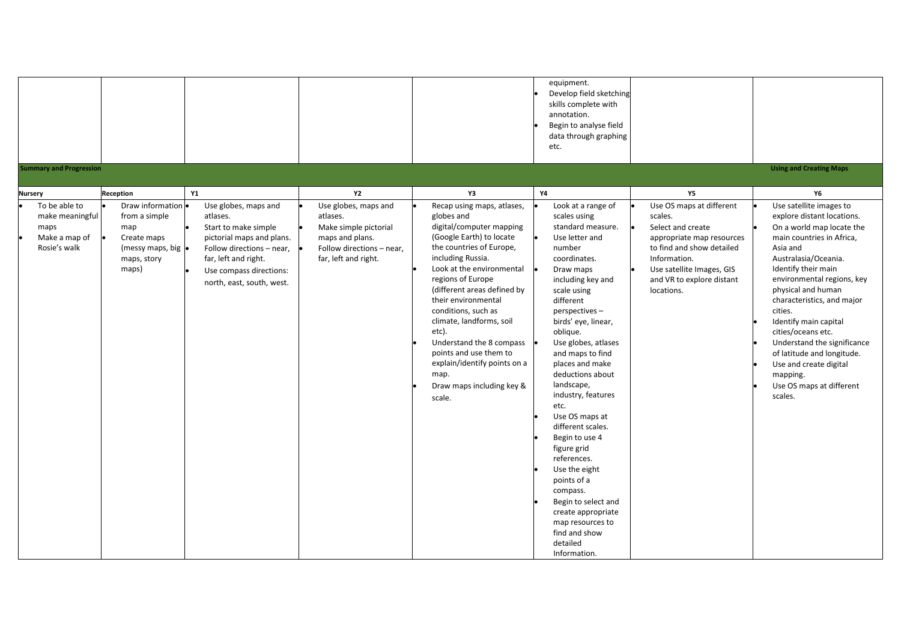| | | | | | | | |
|---|---|---|---|---|---|---|---|
| | | | | | • equipment.<br>• Develop field sketching skills complete with annotation.<br>• Begin to analyse field data through graphing etc. | | |

| **Summary and Progression** | | | | | | | **Using and Creating Maps** |
|---|---|---|---|---|---|---|---|
| **Nursery** | **Reception** | **Y1** | **Y2** | **Y3** | **Y4** | **Y5** | **Y6** |
| • To be able to make meaningful maps<br>• Make a map of Rosie's walk | • Draw information from a simple map<br>• Create maps (messy maps, big maps, story maps) | • Use globes, maps and atlases.<br>• Start to make simple pictorial maps and plans.<br>• Follow directions – near, far, left and right.<br>• Use compass directions: north, east, south, west. | • Use globes, maps and atlases.<br>• Make simple pictorial maps and plans.<br>• Follow directions – near, far, left and right. | • Recap using maps, atlases, globes and digital/computer mapping (Google Earth) to locate the countries of Europe, including Russia.<br>• Look at the environmental regions of Europe (different areas defined by their environmental conditions, such as climate, landforms, soil etc).<br>• Understand the 8 compass points and use them to explain/identify points on a map.<br>• Draw maps including key & scale. | • Look at a range of scales using standard measure.<br>• Use letter and number coordinates.<br>• Draw maps including key and scale using different perspectives – birds' eye, linear, oblique.<br>• Use globes, atlases and maps to find places and make deductions about landscape, industry, features etc.<br>• Use OS maps at different scales.<br>• Begin to use 4 figure grid references.<br>• Use the eight points of a compass.<br>• Begin to select and create appropriate map resources to find and show detailed Information. | • Use OS maps at different scales.<br>• Select and create appropriate map resources to find and show detailed Information.<br>• Use satellite Images, GIS and VR to explore distant locations. | • Use satellite images to explore distant locations.<br>• On a world map locate the main countries in Africa, Asia and Australasia/Oceania. Identify their main environmental regions, key physical and human characteristics, and major cities.<br>• Identify main capital cities/oceans etc.<br>• Understand the significance of latitude and longitude.<br>• Use and create digital mapping.<br>• Use OS maps at different scales. |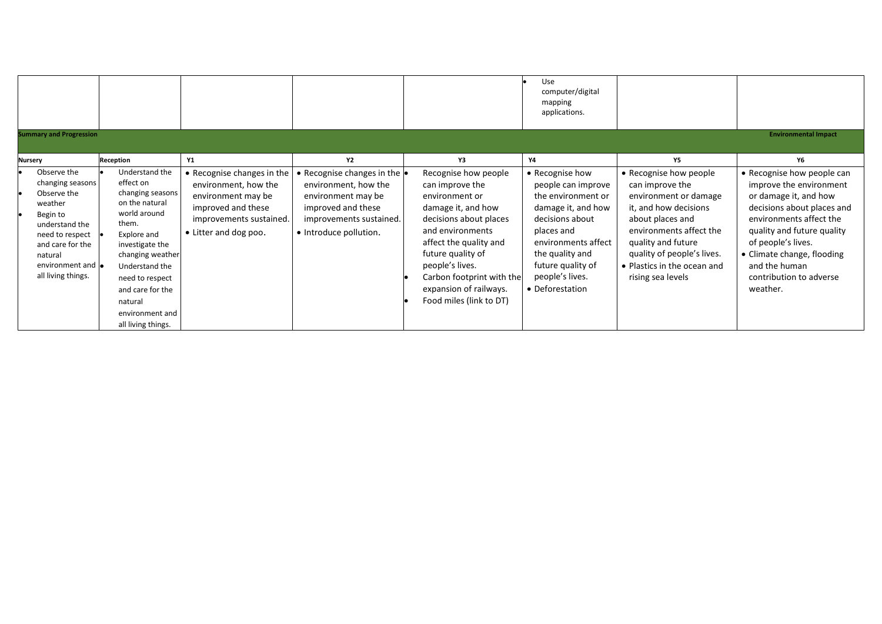| | | | | | | | |
|---|---|---|---|---|---|---|---|
| | | | | | • Use computer/digital mapping applications. | | |

**Summary and Progression** — **Environmental Impact**

| Nursery | Reception | Y1 | Y2 | Y3 | Y4 | Y5 | Y6 |
|---|---|---|---|---|---|---|---|
| • Observe the changing seasons<br>• Observe the weather<br>• Begin to understand the need to respect and care for the natural environment and all living things. | • Understand the effect on changing seasons on the natural world around them.<br>• Explore and investigate the changing weather<br>• Understand the need to respect and care for the natural environment and all living things. | • Recognise changes in the environment, how the environment may be improved and these improvements sustained.<br>• Litter and dog poo. | • Recognise changes in the environment, how the environment may be improved and these improvements sustained.<br>• Introduce pollution. | • Recognise how people can improve the environment or damage it, and how decisions about places and environments affect the quality and future quality of people's lives.<br>• Carbon footprint with the expansion of railways.<br>• Food miles (link to DT) | • Recognise how people can improve the environment or damage it, and how decisions about places and environments affect the quality and future quality of people's lives.<br>• Deforestation | • Recognise how people can improve the environment or damage it, and how decisions about places and environments affect the quality and future quality of people's lives.<br>• Plastics in the ocean and rising sea levels | • Recognise how people can improve the environment or damage it, and how decisions about places and environments affect the quality and future quality of people's lives.<br>• Climate change, flooding and the human contribution to adverse weather. |